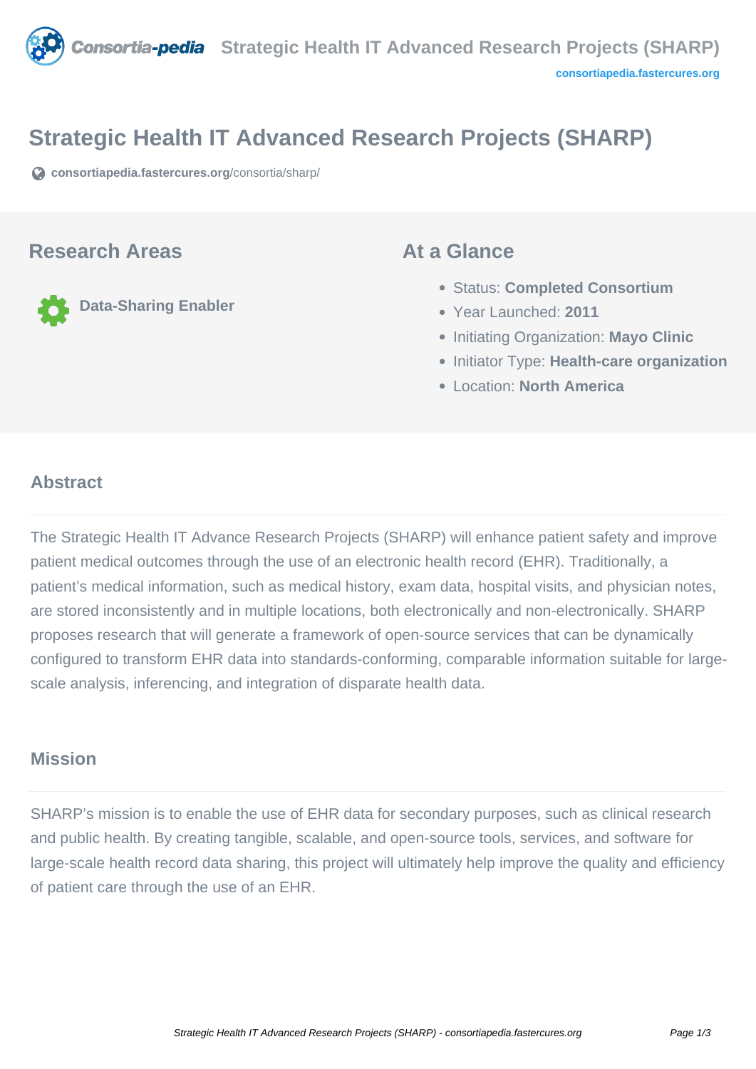# Strategic Health IT Advanced Research Projects (SHARP)

consortiapedia.fastercures.org/consortia/sharp/

## Research Areas

Data-Sharing Enabler

## At a Glance

- Status: **Completed Consortium**
- Year Launched: **2011**
- Initiating Organization: **Mayo Clinic**
- Initiator Type: **Health-care organization**
- Location: **North America**

### Abstract

The Strategic Health IT Advance Research Projects (SHARP) will enhance patient safety and improve patient medical outcomes through the use of an electronic health record (EHR). Traditionally, a patient's medical information, such as medical history, exam data, hospital visits, and physician notes, are stored inconsistently and in multiple locations, both electronically and non-electronically. SHARP proposes research that will generate a framework of open-source services that can be dynamically configured to transform EHR data into standards-conforming, comparable information suitable for large-scale analysis, inferencing, and integration of disparate health data.

### Mission

SHARP's mission is to enable the use of EHR data for secondary purposes, such as clinical research and public health. By creating tangible, scalable, and open-source tools, services, and software for large-scale health record data sharing, this project will ultimately help improve the quality and efficiency of patient care through the use of an EHR.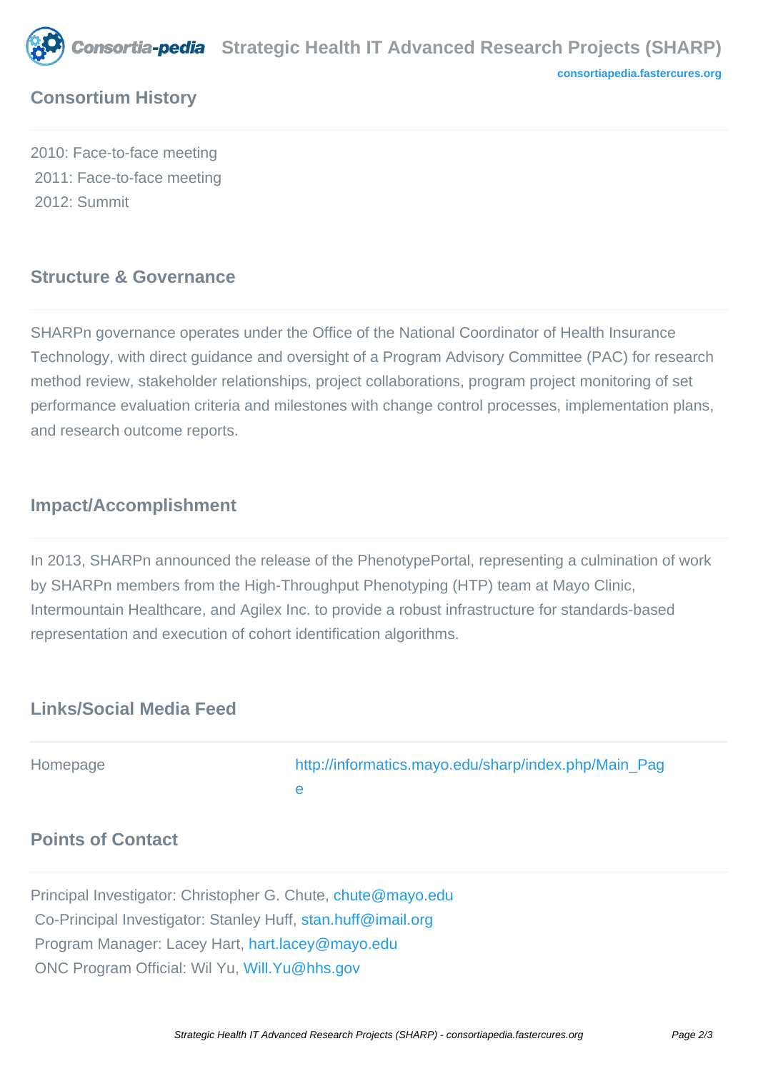## Consortium History

2010: Face-to-face meeting
2011: Face-to-face meeting
2012: Summit

## Structure & Governance

SHARPn governance operates under the Office of the National Coordinator of Health Insurance Technology, with direct guidance and oversight of a Program Advisory Committee (PAC) for research method review, stakeholder relationships, project collaborations, program project monitoring of set performance evaluation criteria and milestones with change control processes, implementation plans, and research outcome reports.

## Impact/Accomplishment

In 2013, SHARPn announced the release of the PhenotypePortal, representing a culmination of work by SHARPn members from the High-Throughput Phenotyping (HTP) team at Mayo Clinic, Intermountain Healthcare, and Agilex Inc. to provide a robust infrastructure for standards-based representation and execution of cohort identification algorithms.

## Links/Social Media Feed

| Homepage | http://informatics.mayo.edu/sharp/index.php/Main_Page |
|---|---|

## Points of Contact

Principal Investigator: Christopher G. Chute, chute@mayo.edu
Co-Principal Investigator: Stanley Huff, stan.huff@imail.org
Program Manager: Lacey Hart, hart.lacey@mayo.edu
ONC Program Official: Wil Yu, Will.Yu@hhs.gov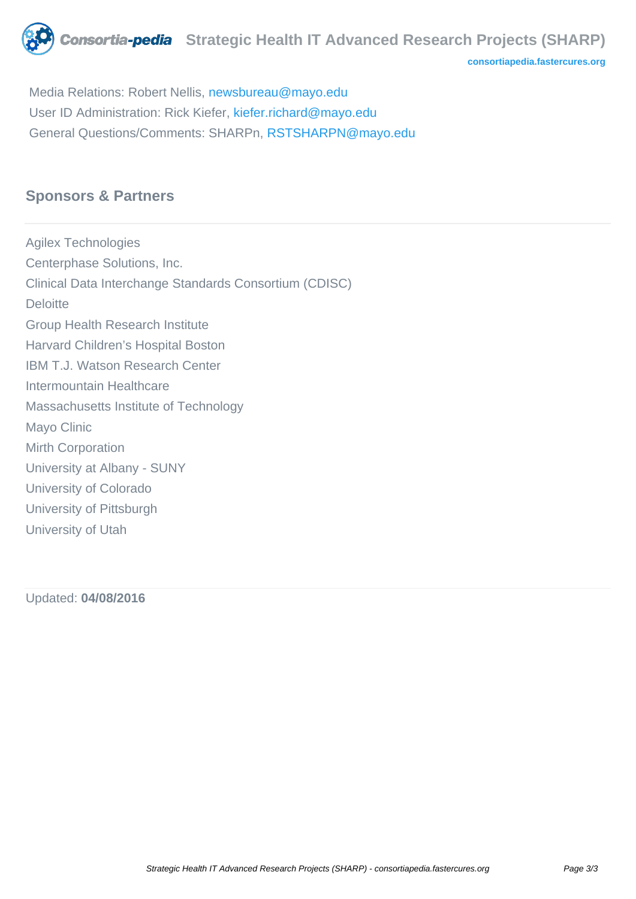Media Relations: Robert Nellis, newsbureau@mayo.edu
User ID Administration: Rick Kiefer, kiefer.richard@mayo.edu
General Questions/Comments: SHARPn, RSTSHARPN@mayo.edu

## Sponsors & Partners

Agilex Technologies
Centerphase Solutions, Inc.
Clinical Data Interchange Standards Consortium (CDISC)
Deloitte
Group Health Research Institute
Harvard Children's Hospital Boston
IBM T.J. Watson Research Center
Intermountain Healthcare
Massachusetts Institute of Technology
Mayo Clinic
Mirth Corporation
University at Albany - SUNY
University of Colorado
University of Pittsburgh
University of Utah

Updated: **04/08/2016**